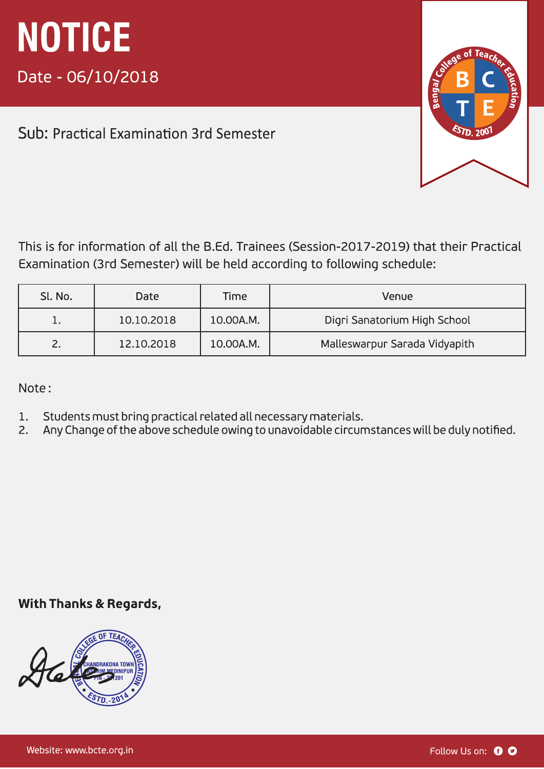# NOTICE

Date - 06/10/2018

Sub: Practical Examination 3rd Semester

This is for information of all the B.Ed. Trainees (Session-2017-2019) that their Practical Examination (3rd Semester) will be held according to following schedule:

| Sl. No. | Date | Time | Venue |
|---|---|---|---|
| 1. | 10.10.2018 | 10.00A.M. | Digri Sanatorium High School |
| 2. | 12.10.2018 | 10.00A.M. | Malleswarpur Sarada Vidyapith |

Note :

1. Students must bring practical related all necessary materials.
2. Any Change of the above schedule owing to unavoidable circumstances will be duly notified.

**With Thanks & Regards,**

Website: www.bcte.org.in

Follow Us on: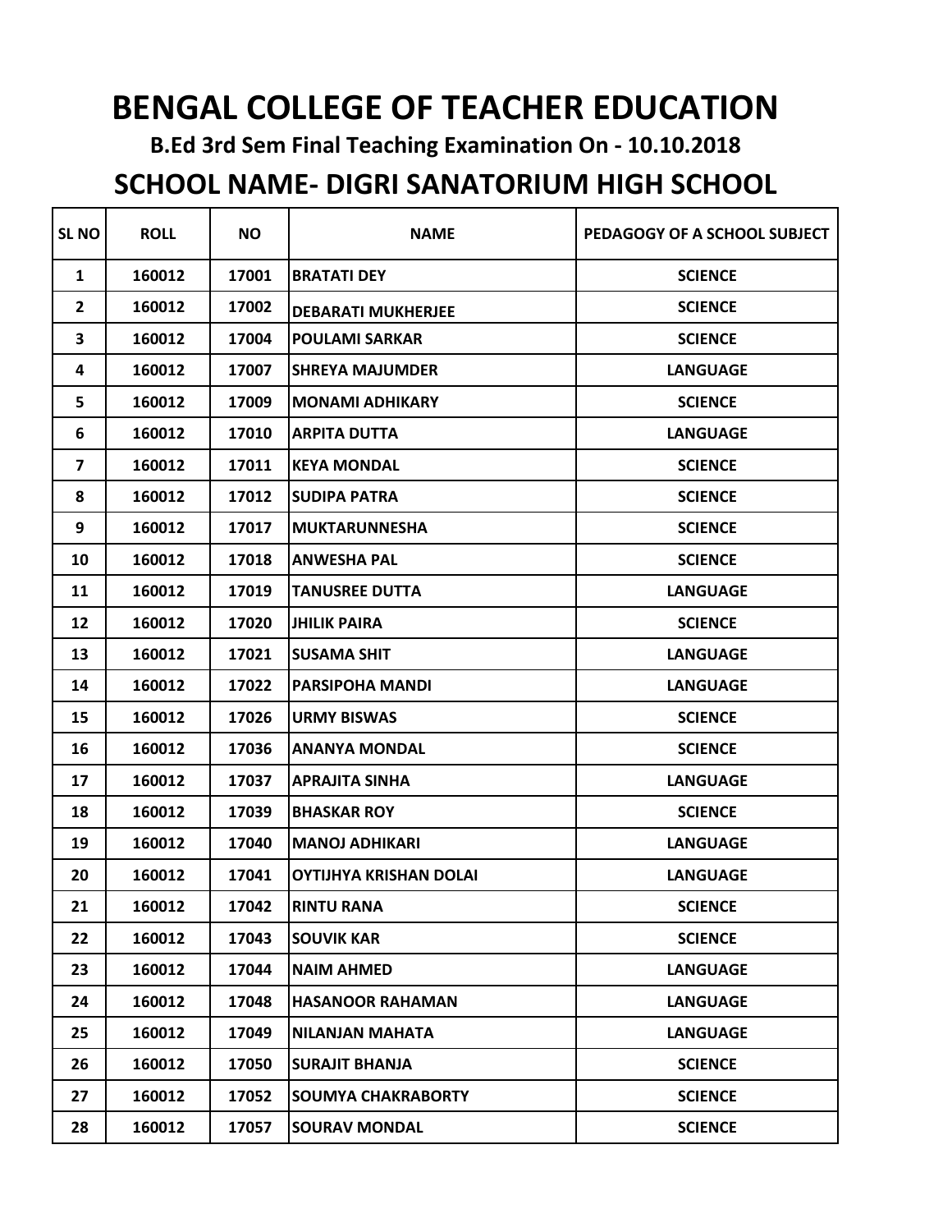# BENGAL COLLEGE OF TEACHER EDUCATION

### B.Ed 3rd Sem Final Teaching Examination On - 10.10.2018

## SCHOOL NAME- DIGRI SANATORIUM HIGH SCHOOL

| SL NO | ROLL | NO | NAME | PEDAGOGY OF A SCHOOL SUBJECT |
|---|---|---|---|---|
| 1 | 160012 | 17001 | BRATATI DEY | SCIENCE |
| 2 | 160012 | 17002 | DEBARATI MUKHERJEE | SCIENCE |
| 3 | 160012 | 17004 | POULAMI SARKAR | SCIENCE |
| 4 | 160012 | 17007 | SHREYA MAJUMDER | LANGUAGE |
| 5 | 160012 | 17009 | MONAMI ADHIKARY | SCIENCE |
| 6 | 160012 | 17010 | ARPITA DUTTA | LANGUAGE |
| 7 | 160012 | 17011 | KEYA MONDAL | SCIENCE |
| 8 | 160012 | 17012 | SUDIPA PATRA | SCIENCE |
| 9 | 160012 | 17017 | MUKTARUNNESHA | SCIENCE |
| 10 | 160012 | 17018 | ANWESHA PAL | SCIENCE |
| 11 | 160012 | 17019 | TANUSREE DUTTA | LANGUAGE |
| 12 | 160012 | 17020 | JHILIK PAIRA | SCIENCE |
| 13 | 160012 | 17021 | SUSAMA SHIT | LANGUAGE |
| 14 | 160012 | 17022 | PARSIPOHA MANDI | LANGUAGE |
| 15 | 160012 | 17026 | URMY BISWAS | SCIENCE |
| 16 | 160012 | 17036 | ANANYA MONDAL | SCIENCE |
| 17 | 160012 | 17037 | APRAJITA SINHA | LANGUAGE |
| 18 | 160012 | 17039 | BHASKAR ROY | SCIENCE |
| 19 | 160012 | 17040 | MANOJ ADHIKARI | LANGUAGE |
| 20 | 160012 | 17041 | OYTIJHYA KRISHAN DOLAI | LANGUAGE |
| 21 | 160012 | 17042 | RINTU RANA | SCIENCE |
| 22 | 160012 | 17043 | SOUVIK KAR | SCIENCE |
| 23 | 160012 | 17044 | NAIM AHMED | LANGUAGE |
| 24 | 160012 | 17048 | HASANOOR RAHAMAN | LANGUAGE |
| 25 | 160012 | 17049 | NILANJAN MAHATA | LANGUAGE |
| 26 | 160012 | 17050 | SURAJIT BHANJA | SCIENCE |
| 27 | 160012 | 17052 | SOUMYA CHAKRABORTY | SCIENCE |
| 28 | 160012 | 17057 | SOURAV MONDAL | SCIENCE |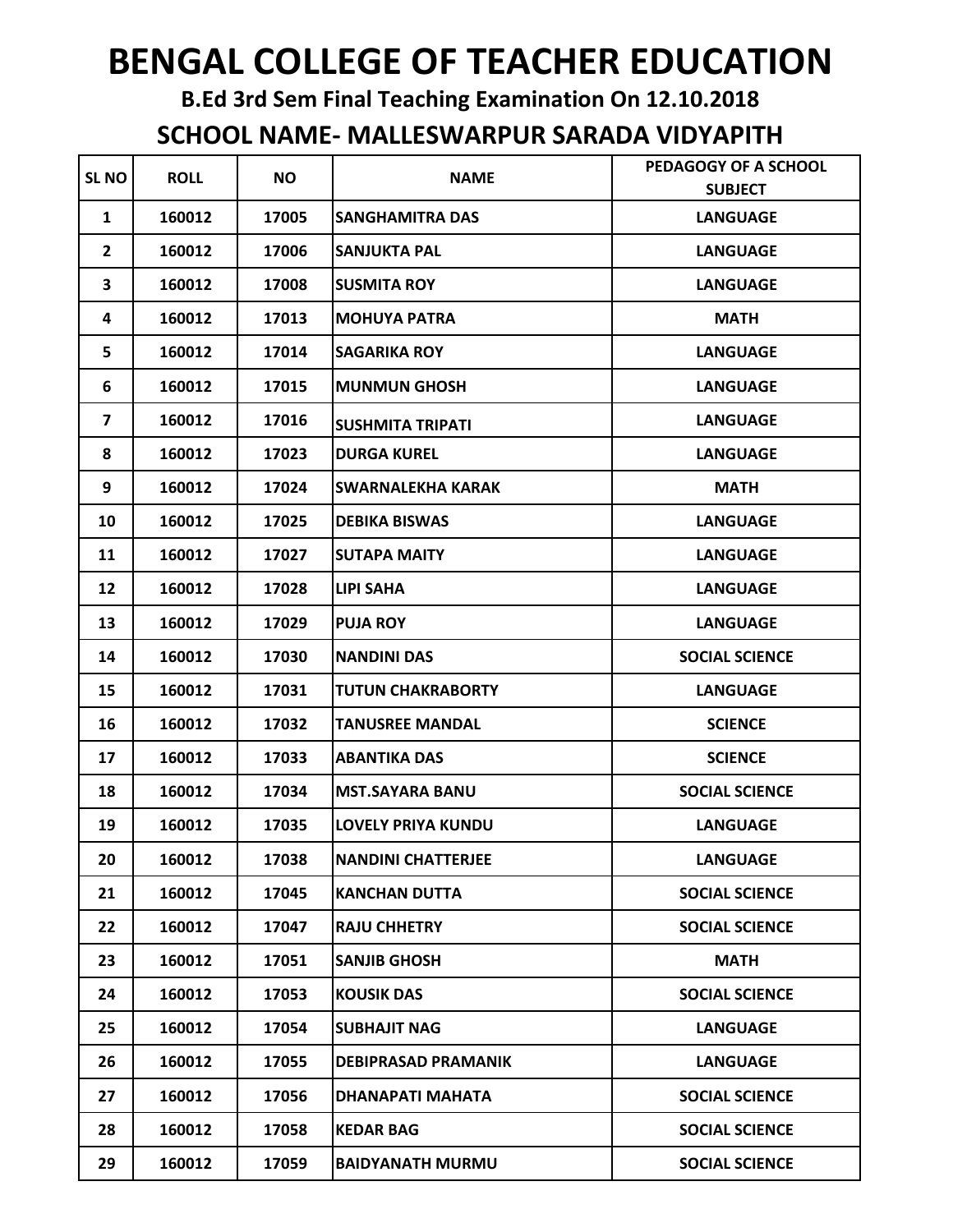# BENGAL COLLEGE OF TEACHER EDUCATION

## B.Ed 3rd Sem Final Teaching Examination On 12.10.2018

## SCHOOL NAME- MALLESWARPUR SARADA VIDYAPITH

| SL NO | ROLL | NO | NAME | PEDAGOGY OF A SCHOOL SUBJECT |
|---|---|---|---|---|
| 1 | 160012 | 17005 | SANGHAMITRA DAS | LANGUAGE |
| 2 | 160012 | 17006 | SANJUKTA PAL | LANGUAGE |
| 3 | 160012 | 17008 | SUSMITA ROY | LANGUAGE |
| 4 | 160012 | 17013 | MOHUYA PATRA | MATH |
| 5 | 160012 | 17014 | SAGARIKA ROY | LANGUAGE |
| 6 | 160012 | 17015 | MUNMUN GHOSH | LANGUAGE |
| 7 | 160012 | 17016 | SUSHMITA TRIPATI | LANGUAGE |
| 8 | 160012 | 17023 | DURGA KUREL | LANGUAGE |
| 9 | 160012 | 17024 | SWARNALEKHA KARAK | MATH |
| 10 | 160012 | 17025 | DEBIKA BISWAS | LANGUAGE |
| 11 | 160012 | 17027 | SUTAPA MAITY | LANGUAGE |
| 12 | 160012 | 17028 | LIPI SAHA | LANGUAGE |
| 13 | 160012 | 17029 | PUJA ROY | LANGUAGE |
| 14 | 160012 | 17030 | NANDINI DAS | SOCIAL SCIENCE |
| 15 | 160012 | 17031 | TUTUN CHAKRABORTY | LANGUAGE |
| 16 | 160012 | 17032 | TANUSREE MANDAL | SCIENCE |
| 17 | 160012 | 17033 | ABANTIKA DAS | SCIENCE |
| 18 | 160012 | 17034 | MST.SAYARA BANU | SOCIAL SCIENCE |
| 19 | 160012 | 17035 | LOVELY PRIYA KUNDU | LANGUAGE |
| 20 | 160012 | 17038 | NANDINI CHATTERJEE | LANGUAGE |
| 21 | 160012 | 17045 | KANCHAN DUTTA | SOCIAL SCIENCE |
| 22 | 160012 | 17047 | RAJU CHHETRY | SOCIAL SCIENCE |
| 23 | 160012 | 17051 | SANJIB GHOSH | MATH |
| 24 | 160012 | 17053 | KOUSIK DAS | SOCIAL SCIENCE |
| 25 | 160012 | 17054 | SUBHAJIT NAG | LANGUAGE |
| 26 | 160012 | 17055 | DEBIPRASAD PRAMANIK | LANGUAGE |
| 27 | 160012 | 17056 | DHANAPATI MAHATA | SOCIAL SCIENCE |
| 28 | 160012 | 17058 | KEDAR BAG | SOCIAL SCIENCE |
| 29 | 160012 | 17059 | BAIDYANATH MURMU | SOCIAL SCIENCE |